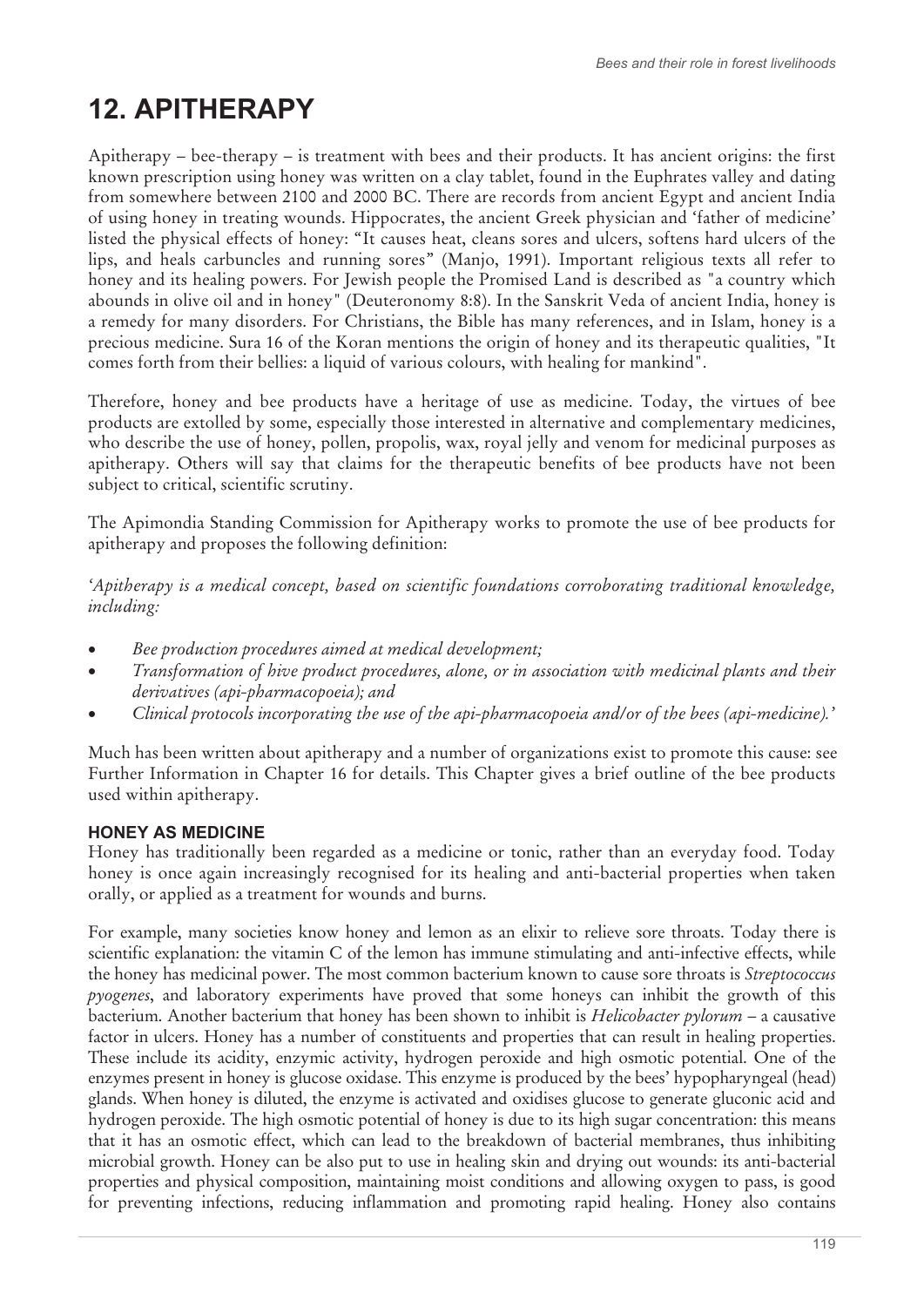#### 12. APITHERAPY

Apitherapy – bee-therapy – is treatment with bees and their products. It has ancient origins: the first known prescription using honey was written on a clay tablet, found in the Euphrates valley and dating from somewhere between 2100 and 2000 BC. There are records from ancient Egypt and ancient India of using honey in treating wounds. Hippocrates, the ancient Greek physician and 'father of medicine' listed the physical effects of honey: "It causes heat, cleans sores and ulcers, softens hard ulcers of the lips, and heals carbuncles and running sores" (Manjo, 1991). Important religious texts all refer to honey and its healing powers. For Jewish people the Promised Land is described as "a country which abounds in olive oil and in honey" (Deuteronomy 8:8). In the Sanskrit Veda of ancient India, honey is a remedy for many disorders. For Christians, the Bible has many references, and in Islam, honey is a precious medicine. Sura 16 of the Koran mentions the origin of honey and its therapeutic qualities, "It comes forth from their bellies: a liquid of various colours, with healing for mankind".

Therefore, honey and bee products have a heritage of use as medicine. Today, the virtues of bee products are extolled by some, especially those interested in alternative and complementary medicines, who describe the use of honey, pollen, propolis, wax, royal jelly and venom for medicinal purposes as apitherapy. Others will say that claims for the therapeutic benefits of bee products have not been subject to critical, scientific scrutiny.

The Apimondia Standing Commission for Apitherapy works to promote the use of bee products for apitherapy and proposes the following definition:

*'Apitherapy is a medical concept, based on scientific foundations corroborating traditional knowledge, including:*

- *Bee production procedures aimed at medical development;*
- *Transformation of hive product procedures, alone, or in association with medicinal plants and their derivatives (api-pharmacopoeia); and*
- *Clinical protocols incorporating the use of the api-pharmacopoeia and/or of the bees (api-medicine).'*

Much has been written about apitherapy and a number of organizations exist to promote this cause: see Further Information in Chapter 16 for details. This Chapter gives a brief outline of the bee products used within apitherapy.

##### HONEY AS MEDICINE

Honey has traditionally been regarded as a medicine or tonic, rather than an everyday food. Today honey is once again increasingly recognised for its healing and anti-bacterial properties when taken orally, or applied as a treatment for wounds and burns.

For example, many societies know honey and lemon as an elixir to relieve sore throats. Today there is scientific explanation: the vitamin C of the lemon has immune stimulating and anti-infective effects, while the honey has medicinal power. The most common bacterium known to cause sore throats is *Streptococcus pyogenes*, and laboratory experiments have proved that some honeys can inhibit the growth of this bacterium. Another bacterium that honey has been shown to inhibit is *Helicobacter pylorum* – a causative factor in ulcers. Honey has a number of constituents and properties that can result in healing properties. These include its acidity, enzymic activity, hydrogen peroxide and high osmotic potential. One of the enzymes present in honey is glucose oxidase. This enzyme is produced by the bees' hypopharyngeal (head) glands. When honey is diluted, the enzyme is activated and oxidises glucose to generate gluconic acid and hydrogen peroxide. The high osmotic potential of honey is due to its high sugar concentration: this means that it has an osmotic effect, which can lead to the breakdown of bacterial membranes, thus inhibiting microbial growth. Honey can be also put to use in healing skin and drying out wounds: its anti-bacterial properties and physical composition, maintaining moist conditions and allowing oxygen to pass, is good for preventing infections, reducing inflammation and promoting rapid healing. Honey also contains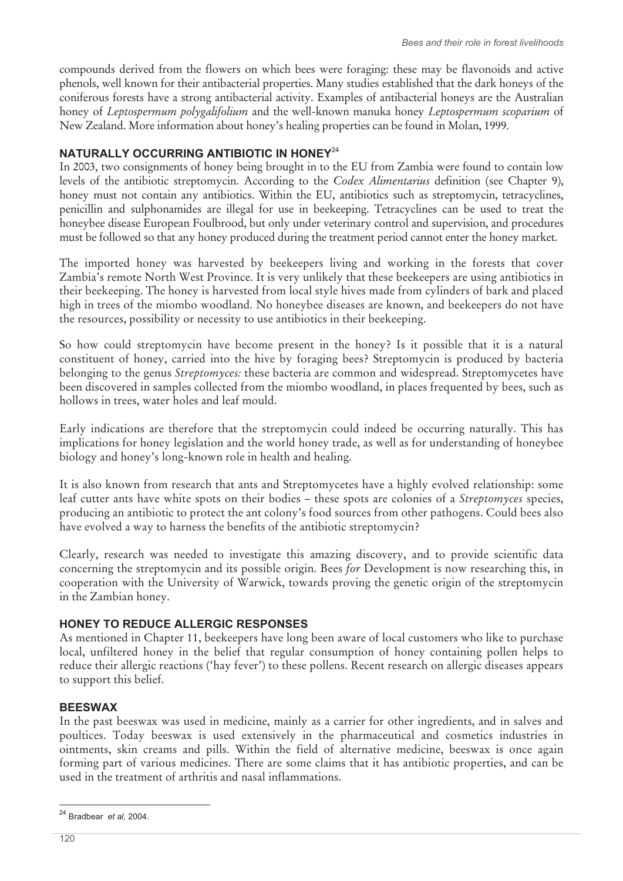compounds derived from the flowers on which bees were foraging: these may be flavonoids and active phenols, well known for their antibacterial properties. Many studies established that the dark honeys of the coniferous forests have a strong antibacterial activity. Examples of antibacterial honeys are the Australian honey of *Leptospermum polygalifolium* and the well-known manuka honey *Leptospermum scoparium* of New Zealand. More information about honey's healing properties can be found in Molan, 1999.

### NATURALLY OCCURRING ANTIBIOTIC IN HONEY[24]

In 2003, two consignments of honey being brought in to the EU from Zambia were found to contain low levels of the antibiotic streptomycin. According to the *Codex Alimentarius* definition (see Chapter 9), honey must not contain any antibiotics. Within the EU, antibiotics such as streptomycin, tetracyclines, penicillin and sulphonamides are illegal for use in beekeeping. Tetracyclines can be used to treat the honeybee disease European Foulbrood, but only under veterinary control and supervision, and procedures must be followed so that any honey produced during the treatment period cannot enter the honey market.

The imported honey was harvested by beekeepers living and working in the forests that cover Zambia's remote North West Province. It is very unlikely that these beekeepers are using antibiotics in their beekeeping. The honey is harvested from local style hives made from cylinders of bark and placed high in trees of the miombo woodland. No honeybee diseases are known, and beekeepers do not have the resources, possibility or necessity to use antibiotics in their beekeeping.

So how could streptomycin have become present in the honey? Is it possible that it is a natural constituent of honey, carried into the hive by foraging bees? Streptomycin is produced by bacteria belonging to the genus *Streptomyces:* these bacteria are common and widespread. Streptomycetes have been discovered in samples collected from the miombo woodland, in places frequented by bees, such as hollows in trees, water holes and leaf mould.

Early indications are therefore that the streptomycin could indeed be occurring naturally. This has implications for honey legislation and the world honey trade, as well as for understanding of honeybee biology and honey's long-known role in health and healing.

It is also known from research that ants and Streptomycetes have a highly evolved relationship: some leaf cutter ants have white spots on their bodies – these spots are colonies of a *Streptomyces* species, producing an antibiotic to protect the ant colony's food sources from other pathogens. Could bees also have evolved a way to harness the benefits of the antibiotic streptomycin?

Clearly, research was needed to investigate this amazing discovery, and to provide scientific data concerning the streptomycin and its possible origin. Bees *for* Development is now researching this, in cooperation with the University of Warwick, towards proving the genetic origin of the streptomycin in the Zambian honey.

### HONEY TO REDUCE ALLERGIC RESPONSES

As mentioned in Chapter 11, beekeepers have long been aware of local customers who like to purchase local, unfiltered honey in the belief that regular consumption of honey containing pollen helps to reduce their allergic reactions ('hay fever') to these pollens. Recent research on allergic diseases appears to support this belief.

### BEESWAX

In the past beeswax was used in medicine, mainly as a carrier for other ingredients, and in salves and poultices. Today beeswax is used extensively in the pharmaceutical and cosmetics industries in ointments, skin creams and pills. Within the field of alternative medicine, beeswax is once again forming part of various medicines. There are some claims that it has antibiotic properties, and can be used in the treatment of arthritis and nasal inflammations.

---

[24] Bradbear *et al*, 2004.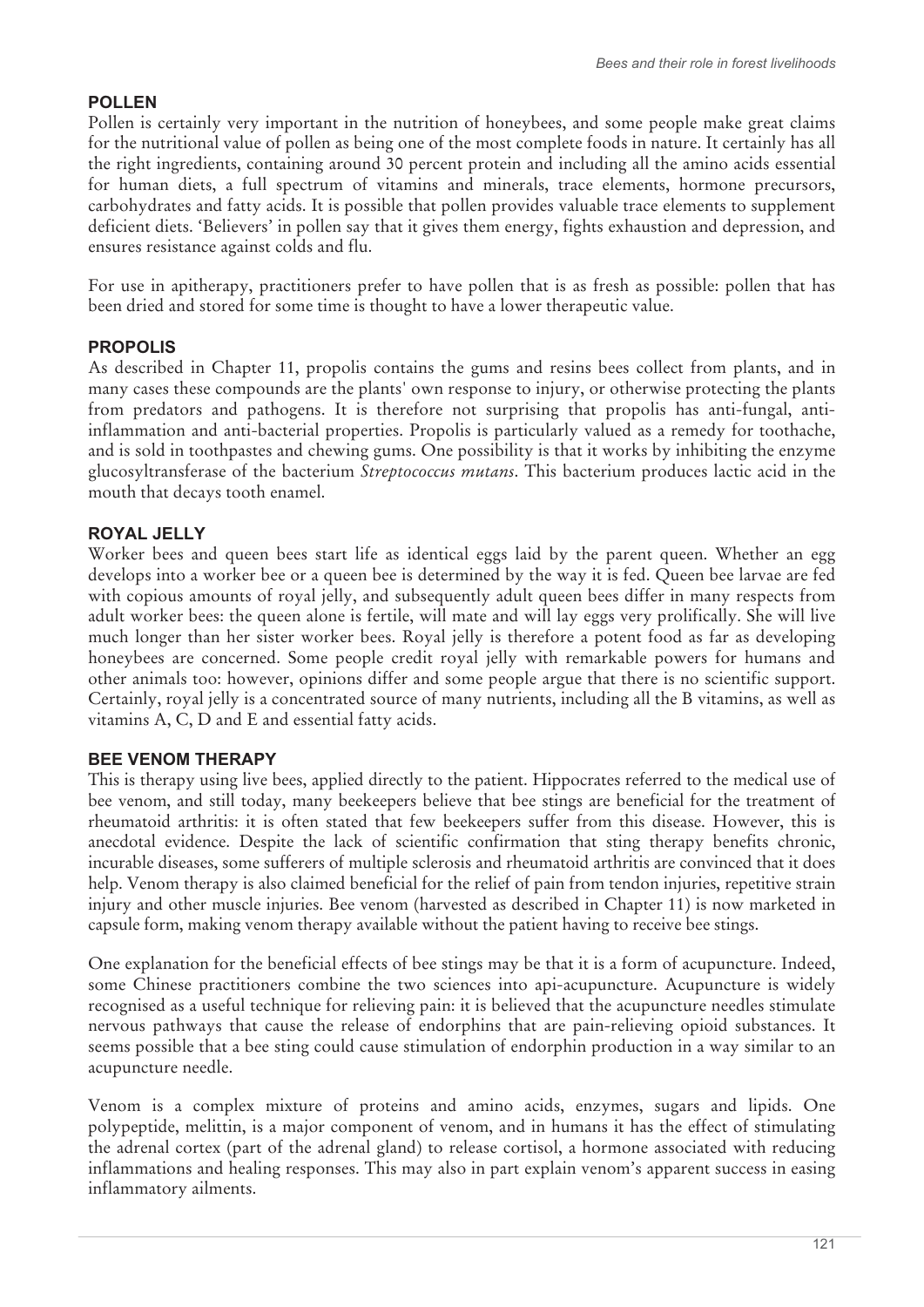## POLLEN

Pollen is certainly very important in the nutrition of honeybees, and some people make great claims for the nutritional value of pollen as being one of the most complete foods in nature. It certainly has all the right ingredients, containing around 30 percent protein and including all the amino acids essential for human diets, a full spectrum of vitamins and minerals, trace elements, hormone precursors, carbohydrates and fatty acids. It is possible that pollen provides valuable trace elements to supplement deficient diets. 'Believers' in pollen say that it gives them energy, fights exhaustion and depression, and ensures resistance against colds and flu.

For use in apitherapy, practitioners prefer to have pollen that is as fresh as possible: pollen that has been dried and stored for some time is thought to have a lower therapeutic value.

## PROPOLIS

As described in Chapter 11, propolis contains the gums and resins bees collect from plants, and in many cases these compounds are the plants' own response to injury, or otherwise protecting the plants from predators and pathogens. It is therefore not surprising that propolis has anti-fungal, anti-inflammation and anti-bacterial properties. Propolis is particularly valued as a remedy for toothache, and is sold in toothpastes and chewing gums. One possibility is that it works by inhibiting the enzyme glucosyltransferase of the bacterium *Streptococcus mutans*. This bacterium produces lactic acid in the mouth that decays tooth enamel.

## ROYAL JELLY

Worker bees and queen bees start life as identical eggs laid by the parent queen. Whether an egg develops into a worker bee or a queen bee is determined by the way it is fed. Queen bee larvae are fed with copious amounts of royal jelly, and subsequently adult queen bees differ in many respects from adult worker bees: the queen alone is fertile, will mate and will lay eggs very prolifically. She will live much longer than her sister worker bees. Royal jelly is therefore a potent food as far as developing honeybees are concerned. Some people credit royal jelly with remarkable powers for humans and other animals too: however, opinions differ and some people argue that there is no scientific support. Certainly, royal jelly is a concentrated source of many nutrients, including all the B vitamins, as well as vitamins A, C, D and E and essential fatty acids.

## BEE VENOM THERAPY

This is therapy using live bees, applied directly to the patient. Hippocrates referred to the medical use of bee venom, and still today, many beekeepers believe that bee stings are beneficial for the treatment of rheumatoid arthritis: it is often stated that few beekeepers suffer from this disease. However, this is anecdotal evidence. Despite the lack of scientific confirmation that sting therapy benefits chronic, incurable diseases, some sufferers of multiple sclerosis and rheumatoid arthritis are convinced that it does help. Venom therapy is also claimed beneficial for the relief of pain from tendon injuries, repetitive strain injury and other muscle injuries. Bee venom (harvested as described in Chapter 11) is now marketed in capsule form, making venom therapy available without the patient having to receive bee stings.

One explanation for the beneficial effects of bee stings may be that it is a form of acupuncture. Indeed, some Chinese practitioners combine the two sciences into api-acupuncture. Acupuncture is widely recognised as a useful technique for relieving pain: it is believed that the acupuncture needles stimulate nervous pathways that cause the release of endorphins that are pain-relieving opioid substances. It seems possible that a bee sting could cause stimulation of endorphin production in a way similar to an acupuncture needle.

Venom is a complex mixture of proteins and amino acids, enzymes, sugars and lipids. One polypeptide, melittin, is a major component of venom, and in humans it has the effect of stimulating the adrenal cortex (part of the adrenal gland) to release cortisol, a hormone associated with reducing inflammations and healing responses. This may also in part explain venom's apparent success in easing inflammatory ailments.